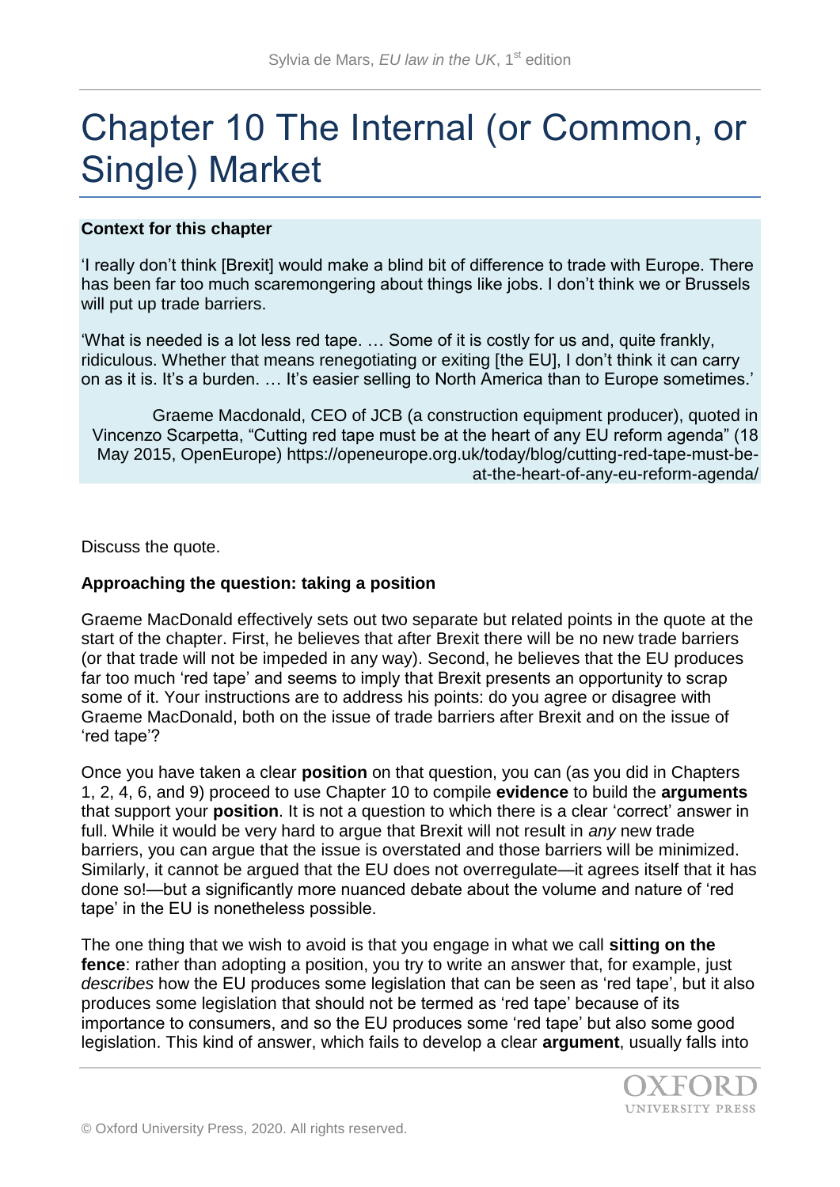# Chapter 10 The Internal (or Common, or Single) Market

**Context for this chapter**

'I really don't think [Brexit] would make a blind bit of difference to trade with Europe. There has been far too much scaremongering about things like jobs. I don't think we or Brussels will put up trade barriers.

'What is needed is a lot less red tape. … Some of it is costly for us and, quite frankly, ridiculous. Whether that means renegotiating or exiting [the EU], I don't think it can carry on as it is. It's a burden. … It's easier selling to North America than to Europe sometimes.'

Graeme Macdonald, CEO of JCB (a construction equipment producer), quoted in Vincenzo Scarpetta, "Cutting red tape must be at the heart of any EU reform agenda" (18 May 2015, OpenEurope) https://openeurope.org.uk/today/blog/cutting-red-tape-must-be-at-the-heart-of-any-eu-reform-agenda/

Discuss the quote.

**Approaching the question: taking a position**

Graeme MacDonald effectively sets out two separate but related points in the quote at the start of the chapter. First, he believes that after Brexit there will be no new trade barriers (or that trade will not be impeded in any way). Second, he believes that the EU produces far too much 'red tape' and seems to imply that Brexit presents an opportunity to scrap some of it. Your instructions are to address his points: do you agree or disagree with Graeme MacDonald, both on the issue of trade barriers after Brexit and on the issue of 'red tape'?

Once you have taken a clear **position** on that question, you can (as you did in Chapters 1, 2, 4, 6, and 9) proceed to use Chapter 10 to compile **evidence** to build the **arguments** that support your **position**. It is not a question to which there is a clear 'correct' answer in full. While it would be very hard to argue that Brexit will not result in *any* new trade barriers, you can argue that the issue is overstated and those barriers will be minimized. Similarly, it cannot be argued that the EU does not overregulate—it agrees itself that it has done so!—but a significantly more nuanced debate about the volume and nature of 'red tape' in the EU is nonetheless possible.

The one thing that we wish to avoid is that you engage in what we call **sitting on the fence**: rather than adopting a position, you try to write an answer that, for example, just *describes* how the EU produces some legislation that can be seen as 'red tape', but it also produces some legislation that should not be termed as 'red tape' because of its importance to consumers, and so the EU produces some 'red tape' but also some good legislation. This kind of answer, which fails to develop a clear **argument**, usually falls into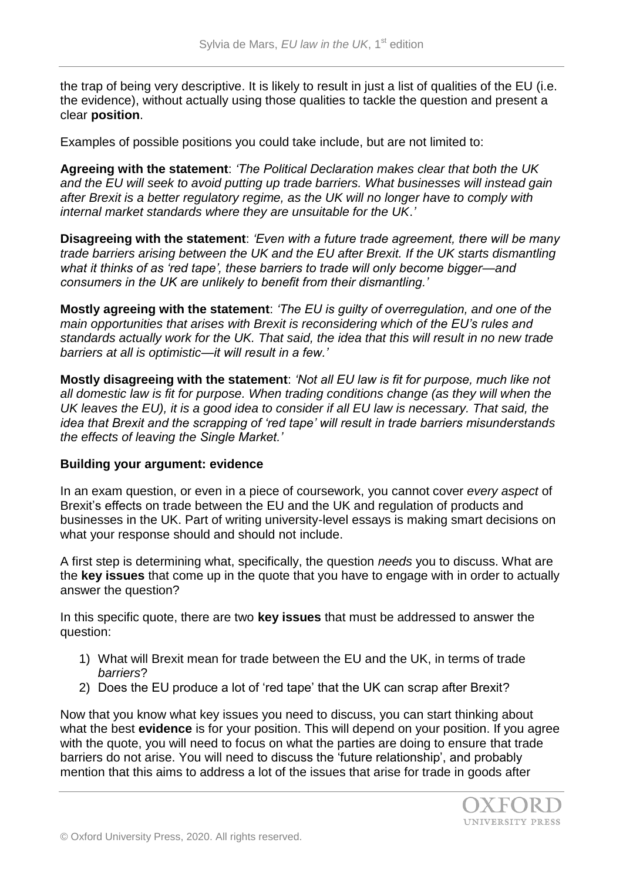the trap of being very descriptive. It is likely to result in just a list of qualities of the EU (i.e. the evidence), without actually using those qualities to tackle the question and present a clear **position**.

Examples of possible positions you could take include, but are not limited to:

**Agreeing with the statement**: *'The Political Declaration makes clear that both the UK and the EU will seek to avoid putting up trade barriers. What businesses will instead gain after Brexit is a better regulatory regime, as the UK will no longer have to comply with internal market standards where they are unsuitable for the UK.'*

**Disagreeing with the statement**: *'Even with a future trade agreement, there will be many trade barriers arising between the UK and the EU after Brexit. If the UK starts dismantling what it thinks of as 'red tape', these barriers to trade will only become bigger—and consumers in the UK are unlikely to benefit from their dismantling.'*

**Mostly agreeing with the statement**: *'The EU is guilty of overregulation, and one of the main opportunities that arises with Brexit is reconsidering which of the EU's rules and standards actually work for the UK. That said, the idea that this will result in no new trade barriers at all is optimistic—it will result in a few.'*

**Mostly disagreeing with the statement**: *'Not all EU law is fit for purpose, much like not all domestic law is fit for purpose. When trading conditions change (as they will when the UK leaves the EU), it is a good idea to consider if all EU law is necessary. That said, the idea that Brexit and the scrapping of 'red tape' will result in trade barriers misunderstands the effects of leaving the Single Market.'*

**Building your argument: evidence**

In an exam question, or even in a piece of coursework, you cannot cover *every aspect* of Brexit's effects on trade between the EU and the UK and regulation of products and businesses in the UK. Part of writing university-level essays is making smart decisions on what your response should and should not include.

A first step is determining what, specifically, the question *needs* you to discuss. What are the **key issues** that come up in the quote that you have to engage with in order to actually answer the question?

In this specific quote, there are two **key issues** that must be addressed to answer the question:

1) What will Brexit mean for trade between the EU and the UK, in terms of trade *barriers*?
2) Does the EU produce a lot of 'red tape' that the UK can scrap after Brexit?

Now that you know what key issues you need to discuss, you can start thinking about what the best **evidence** is for your position. This will depend on your position. If you agree with the quote, you will need to focus on what the parties are doing to ensure that trade barriers do not arise. You will need to discuss the 'future relationship', and probably mention that this aims to address a lot of the issues that arise for trade in goods after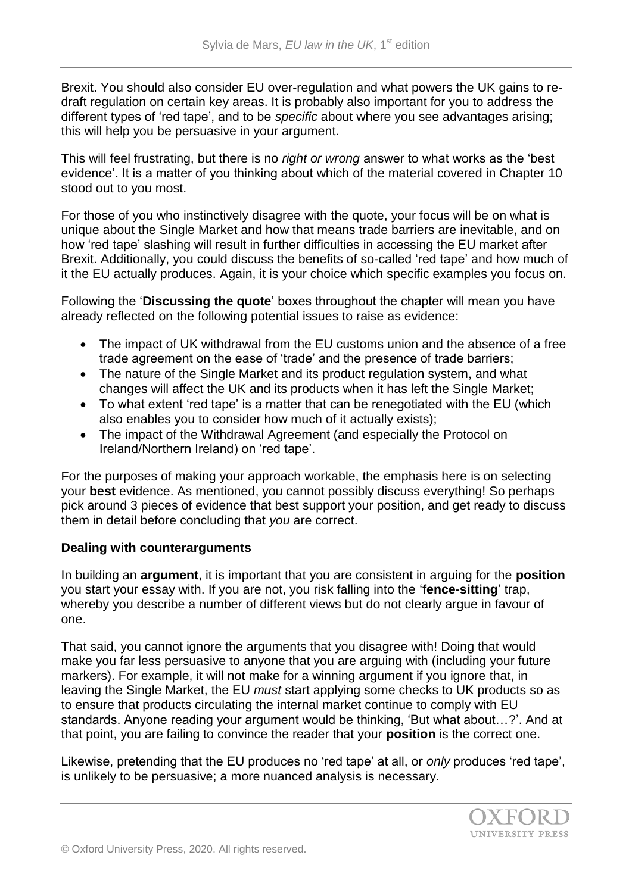Brexit. You should also consider EU over-regulation and what powers the UK gains to re-draft regulation on certain key areas. It is probably also important for you to address the different types of 'red tape', and to be *specific* about where you see advantages arising; this will help you be persuasive in your argument.

This will feel frustrating, but there is no *right or wrong* answer to what works as the 'best evidence'. It is a matter of you thinking about which of the material covered in Chapter 10 stood out to you most.

For those of you who instinctively disagree with the quote, your focus will be on what is unique about the Single Market and how that means trade barriers are inevitable, and on how 'red tape' slashing will result in further difficulties in accessing the EU market after Brexit. Additionally, you could discuss the benefits of so-called 'red tape' and how much of it the EU actually produces. Again, it is your choice which specific examples you focus on.

Following the '**Discussing the quote**' boxes throughout the chapter will mean you have already reflected on the following potential issues to raise as evidence:

- The impact of UK withdrawal from the EU customs union and the absence of a free trade agreement on the ease of 'trade' and the presence of trade barriers;
- The nature of the Single Market and its product regulation system, and what changes will affect the UK and its products when it has left the Single Market;
- To what extent 'red tape' is a matter that can be renegotiated with the EU (which also enables you to consider how much of it actually exists);
- The impact of the Withdrawal Agreement (and especially the Protocol on Ireland/Northern Ireland) on 'red tape'.

For the purposes of making your approach workable, the emphasis here is on selecting your **best** evidence. As mentioned, you cannot possibly discuss everything! So perhaps pick around 3 pieces of evidence that best support your position, and get ready to discuss them in detail before concluding that *you* are correct.

**Dealing with counterarguments**

In building an **argument**, it is important that you are consistent in arguing for the **position** you start your essay with. If you are not, you risk falling into the '**fence-sitting**' trap, whereby you describe a number of different views but do not clearly argue in favour of one.

That said, you cannot ignore the arguments that you disagree with! Doing that would make you far less persuasive to anyone that you are arguing with (including your future markers). For example, it will not make for a winning argument if you ignore that, in leaving the Single Market, the EU *must* start applying some checks to UK products so as to ensure that products circulating the internal market continue to comply with EU standards. Anyone reading your argument would be thinking, 'But what about…?'. And at that point, you are failing to convince the reader that your **position** is the correct one.

Likewise, pretending that the EU produces no 'red tape' at all, or *only* produces 'red tape', is unlikely to be persuasive; a more nuanced analysis is necessary.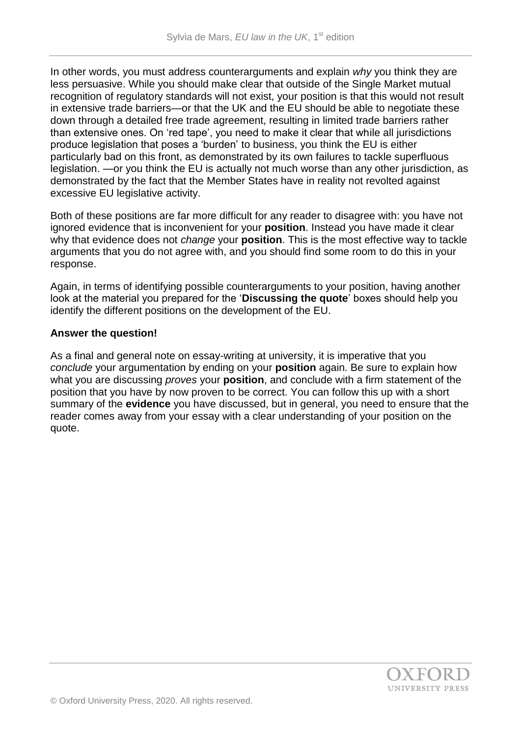In other words, you must address counterarguments and explain *why* you think they are less persuasive. While you should make clear that outside of the Single Market mutual recognition of regulatory standards will not exist, your position is that this would not result in extensive trade barriers—or that the UK and the EU should be able to negotiate these down through a detailed free trade agreement, resulting in limited trade barriers rather than extensive ones. On 'red tape', you need to make it clear that while all jurisdictions produce legislation that poses a 'burden' to business, you think the EU is either particularly bad on this front, as demonstrated by its own failures to tackle superfluous legislation. —or you think the EU is actually not much worse than any other jurisdiction, as demonstrated by the fact that the Member States have in reality not revolted against excessive EU legislative activity.

Both of these positions are far more difficult for any reader to disagree with: you have not ignored evidence that is inconvenient for your **position**. Instead you have made it clear why that evidence does not *change* your **position**. This is the most effective way to tackle arguments that you do not agree with, and you should find some room to do this in your response.

Again, in terms of identifying possible counterarguments to your position, having another look at the material you prepared for the '**Discussing the quote**' boxes should help you identify the different positions on the development of the EU.

**Answer the question!**

As a final and general note on essay-writing at university, it is imperative that you *conclude* your argumentation by ending on your **position** again. Be sure to explain how what you are discussing *proves* your **position**, and conclude with a firm statement of the position that you have by now proven to be correct. You can follow this up with a short summary of the **evidence** you have discussed, but in general, you need to ensure that the reader comes away from your essay with a clear understanding of your position on the quote.